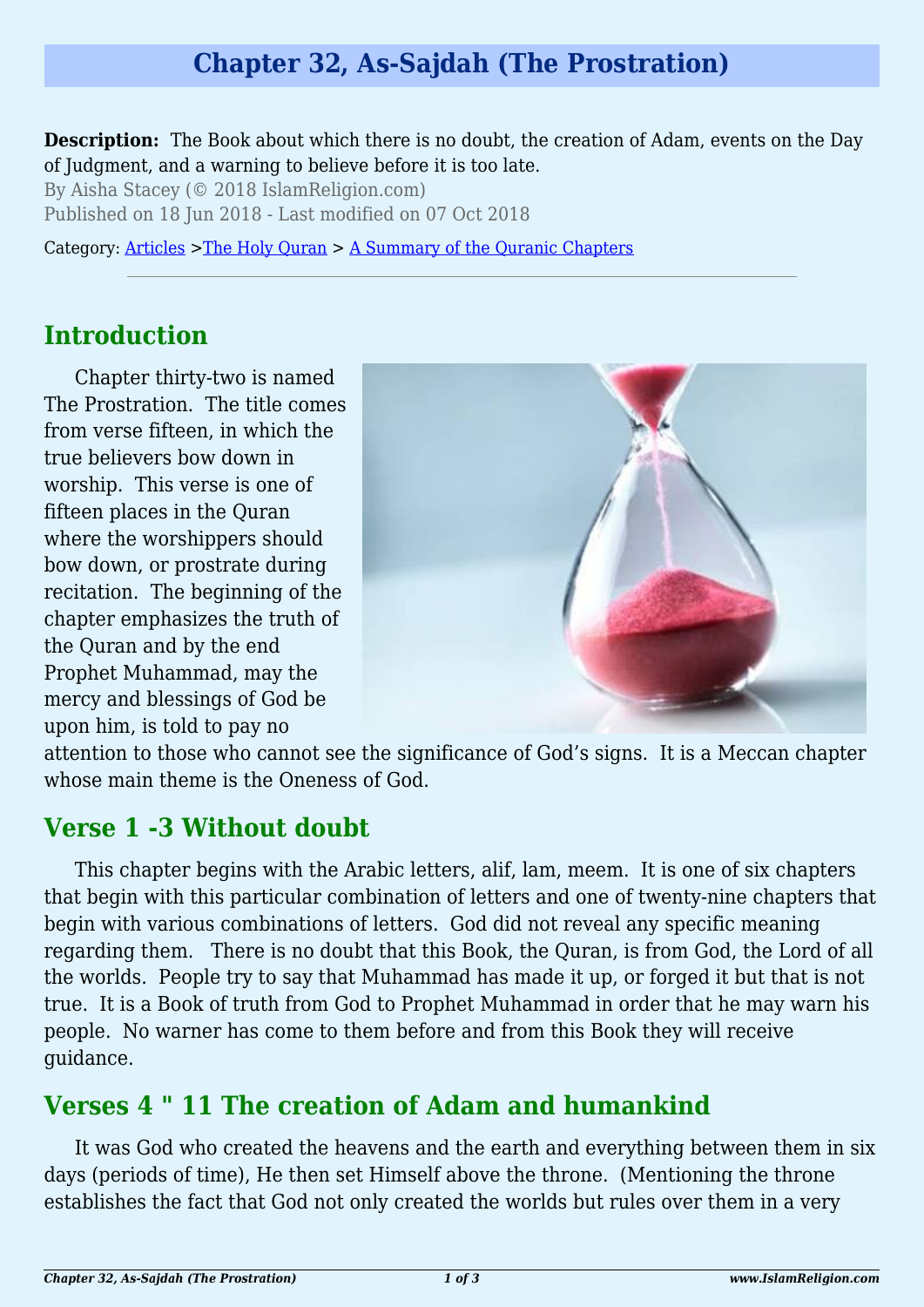# Chapter 32, As-Sajdah (The Prostration)

**Description:** The Book about which there is no doubt, the creation of Adam, events on the Day of Judgment, and a warning to believe before it is too late.

By Aisha Stacey (© 2018 IslamReligion.com)

Published on 18 Jun 2018 - Last modified on 07 Oct 2018

Category: Articles >The Holy Quran > A Summary of the Quranic Chapters

---

## Introduction

Chapter thirty-two is named The Prostration. The title comes from verse fifteen, in which the true believers bow down in worship. This verse is one of fifteen places in the Quran where the worshippers should bow down, or prostrate during recitation. The beginning of the chapter emphasizes the truth of the Quran and by the end Prophet Muhammad, may the mercy and blessings of God be upon him, is told to pay no attention to those who cannot see the significance of God's signs. It is a Meccan chapter whose main theme is the Oneness of God.

## Verse 1 -3 Without doubt

This chapter begins with the Arabic letters, alif, lam, meem. It is one of six chapters that begin with this particular combination of letters and one of twenty-nine chapters that begin with various combinations of letters. God did not reveal any specific meaning regarding them. There is no doubt that this Book, the Quran, is from God, the Lord of all the worlds. People try to say that Muhammad has made it up, or forged it but that is not true. It is a Book of truth from God to Prophet Muhammad in order that he may warn his people. No warner has come to them before and from this Book they will receive guidance.

## Verses 4 " 11 The creation of Adam and humankind

It was God who created the heavens and the earth and everything between them in six days (periods of time), He then set Himself above the throne. (Mentioning the throne establishes the fact that God not only created the worlds but rules over them in a very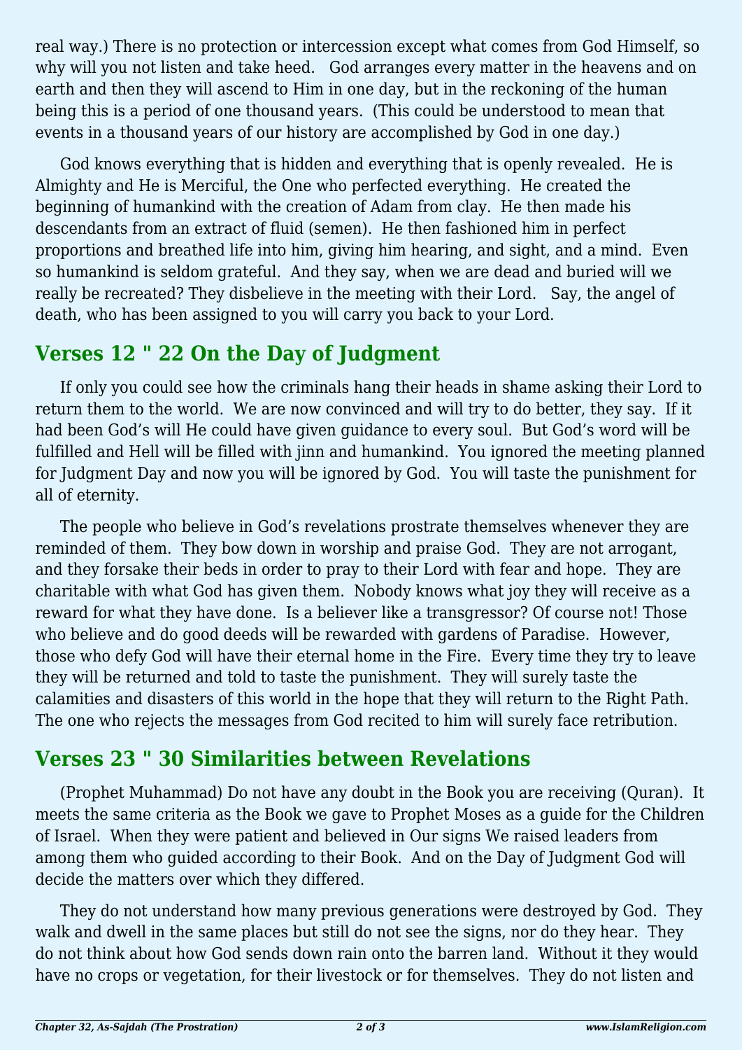real way.) There is no protection or intercession except what comes from God Himself, so why will you not listen and take heed.  God arranges every matter in the heavens and on earth and then they will ascend to Him in one day, but in the reckoning of the human being this is a period of one thousand years.  (This could be understood to mean that events in a thousand years of our history are accomplished by God in one day.)

God knows everything that is hidden and everything that is openly revealed.  He is Almighty and He is Merciful, the One who perfected everything.  He created the beginning of humankind with the creation of Adam from clay.  He then made his descendants from an extract of fluid (semen).  He then fashioned him in perfect proportions and breathed life into him, giving him hearing, and sight, and a mind.  Even so humankind is seldom grateful.  And they say, when we are dead and buried will we really be recreated? They disbelieve in the meeting with their Lord.  Say, the angel of death, who has been assigned to you will carry you back to your Lord.

## Verses 12 " 22 On the Day of Judgment

If only you could see how the criminals hang their heads in shame asking their Lord to return them to the world.  We are now convinced and will try to do better, they say.  If it had been God's will He could have given guidance to every soul.  But God's word will be fulfilled and Hell will be filled with jinn and humankind.  You ignored the meeting planned for Judgment Day and now you will be ignored by God.  You will taste the punishment for all of eternity.

The people who believe in God's revelations prostrate themselves whenever they are reminded of them.  They bow down in worship and praise God.  They are not arrogant, and they forsake their beds in order to pray to their Lord with fear and hope.  They are charitable with what God has given them.  Nobody knows what joy they will receive as a reward for what they have done.  Is a believer like a transgressor? Of course not! Those who believe and do good deeds will be rewarded with gardens of Paradise.  However, those who defy God will have their eternal home in the Fire.  Every time they try to leave they will be returned and told to taste the punishment.  They will surely taste the calamities and disasters of this world in the hope that they will return to the Right Path.  The one who rejects the messages from God recited to him will surely face retribution.

## Verses 23 " 30 Similarities between Revelations

(Prophet Muhammad) Do not have any doubt in the Book you are receiving (Quran).  It meets the same criteria as the Book we gave to Prophet Moses as a guide for the Children of Israel.  When they were patient and believed in Our signs We raised leaders from among them who guided according to their Book.  And on the Day of Judgment God will decide the matters over which they differed.

They do not understand how many previous generations were destroyed by God.  They walk and dwell in the same places but still do not see the signs, nor do they hear.  They do not think about how God sends down rain onto the barren land.  Without it they would have no crops or vegetation, for their livestock or for themselves.  They do not listen and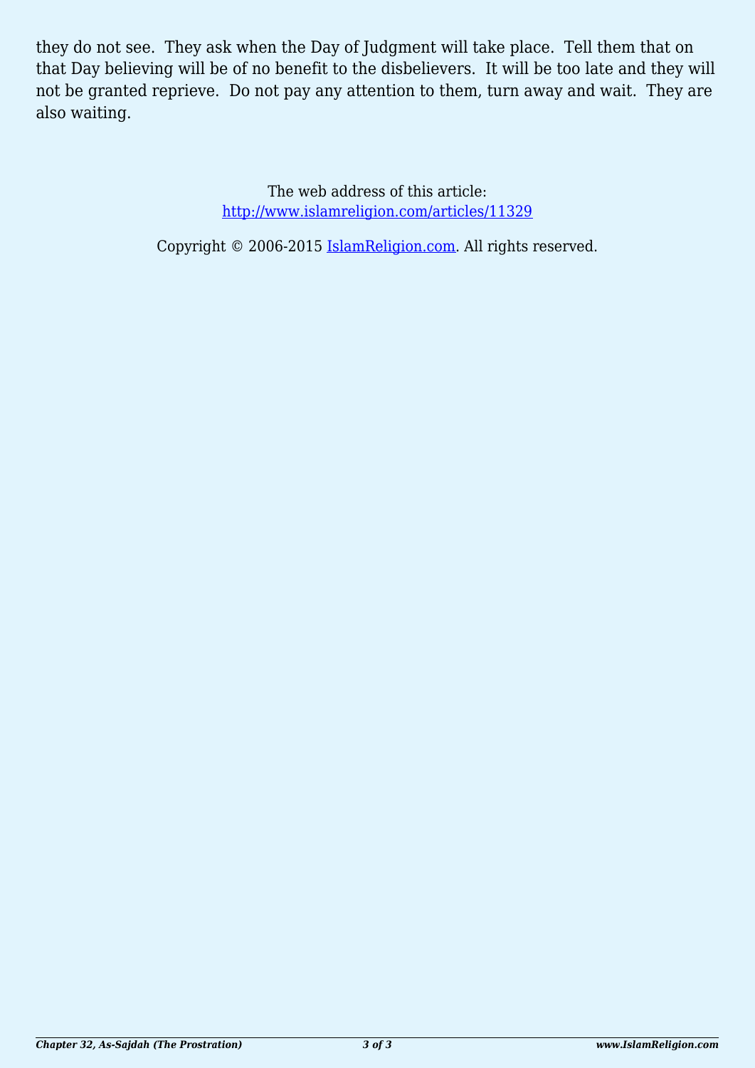they do not see.  They ask when the Day of Judgment will take place.  Tell them that on that Day believing will be of no benefit to the disbelievers.  It will be too late and they will not be granted reprieve.  Do not pay any attention to them, turn away and wait.  They are also waiting.

The web address of this article:
[http://www.islamreligion.com/articles/11329](http://www.islamreligion.com/articles/11329)

Copyright © 2006-2015 [IslamReligion.com](http://www.IslamReligion.com). All rights reserved.